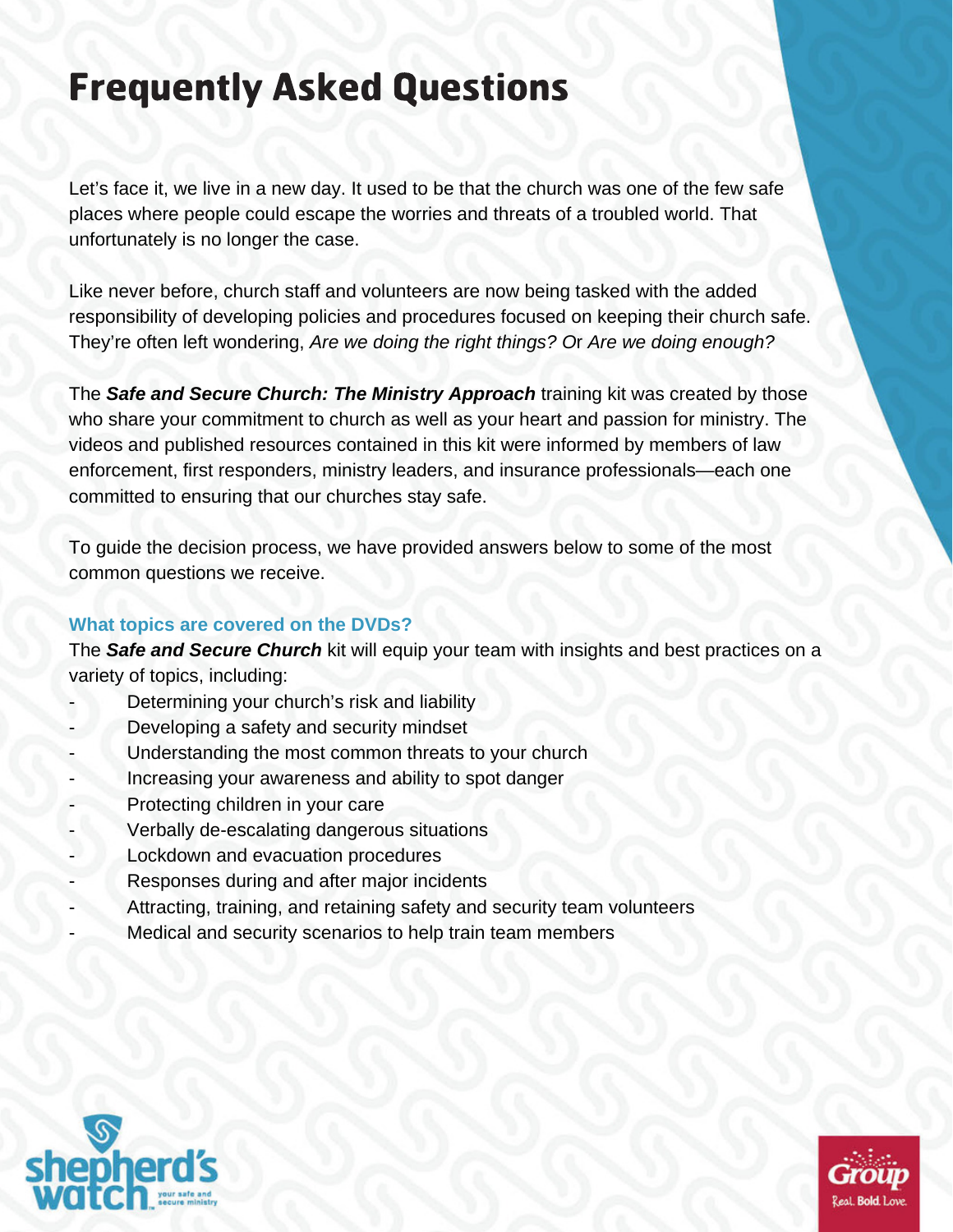# Frequently Asked Questions

Let's face it, we live in a new day. It used to be that the church was one of the few safe places where people could escape the worries and threats of a troubled world. That unfortunately is no longer the case.

Like never before, church staff and volunteers are now being tasked with the added responsibility of developing policies and procedures focused on keeping their church safe. They're often left wondering, *Are we doing the right things?* Or *Are we doing enough?*

The ***Safe and Secure Church: The Ministry Approach*** training kit was created by those who share your commitment to church as well as your heart and passion for ministry. The videos and published resources contained in this kit were informed by members of law enforcement, first responders, ministry leaders, and insurance professionals—each one committed to ensuring that our churches stay safe.

To guide the decision process, we have provided answers below to some of the most common questions we receive.

### What topics are covered on the DVDs?

The ***Safe and Secure Church*** kit will equip your team with insights and best practices on a variety of topics, including:

- Determining your church's risk and liability
- Developing a safety and security mindset
- Understanding the most common threats to your church
- Increasing your awareness and ability to spot danger
- Protecting children in your care
- Verbally de-escalating dangerous situations
- Lockdown and evacuation procedures
- Responses during and after major incidents
- Attracting, training, and retaining safety and security team volunteers
- Medical and security scenarios to help train team members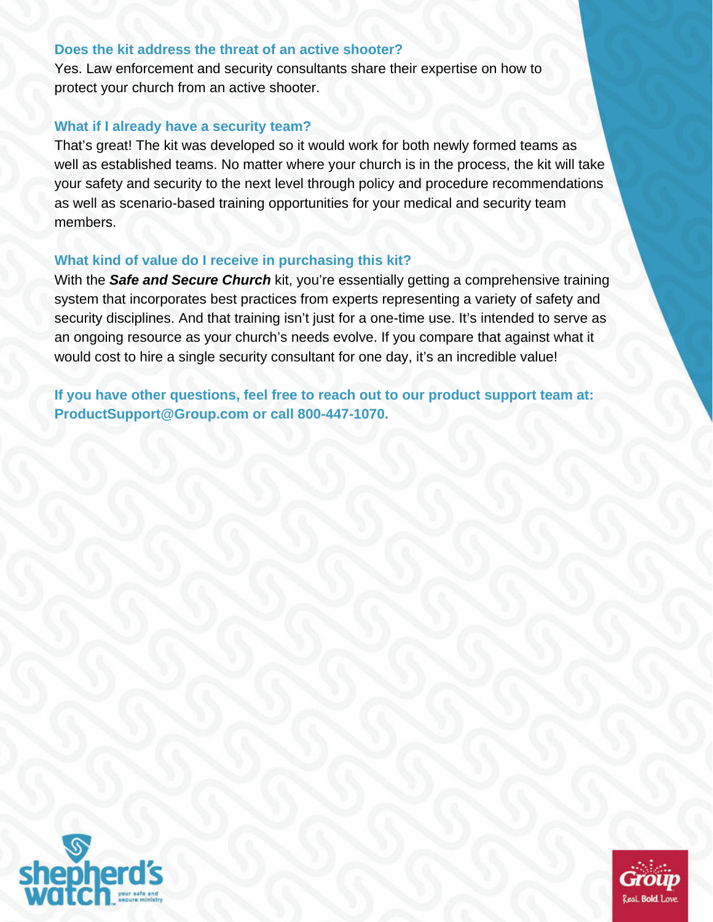### Does the kit address the threat of an active shooter?

Yes. Law enforcement and security consultants share their expertise on how to protect your church from an active shooter.

### What if I already have a security team?

That's great! The kit was developed so it would work for both newly formed teams as well as established teams. No matter where your church is in the process, the kit will take your safety and security to the next level through policy and procedure recommendations as well as scenario-based training opportunities for your medical and security team members.

### What kind of value do I receive in purchasing this kit?

With the ***Safe and Secure Church*** kit, you're essentially getting a comprehensive training system that incorporates best practices from experts representing a variety of safety and security disciplines. And that training isn't just for a one-time use. It's intended to serve as an ongoing resource as your church's needs evolve. If you compare that against what it would cost to hire a single security consultant for one day, it's an incredible value!

**If you have other questions, feel free to reach out to our product support team at: ProductSupport@Group.com or call 800-447-1070.**

shepherd's watch™ your safe and secure ministry

Group Real. Bold. Love.